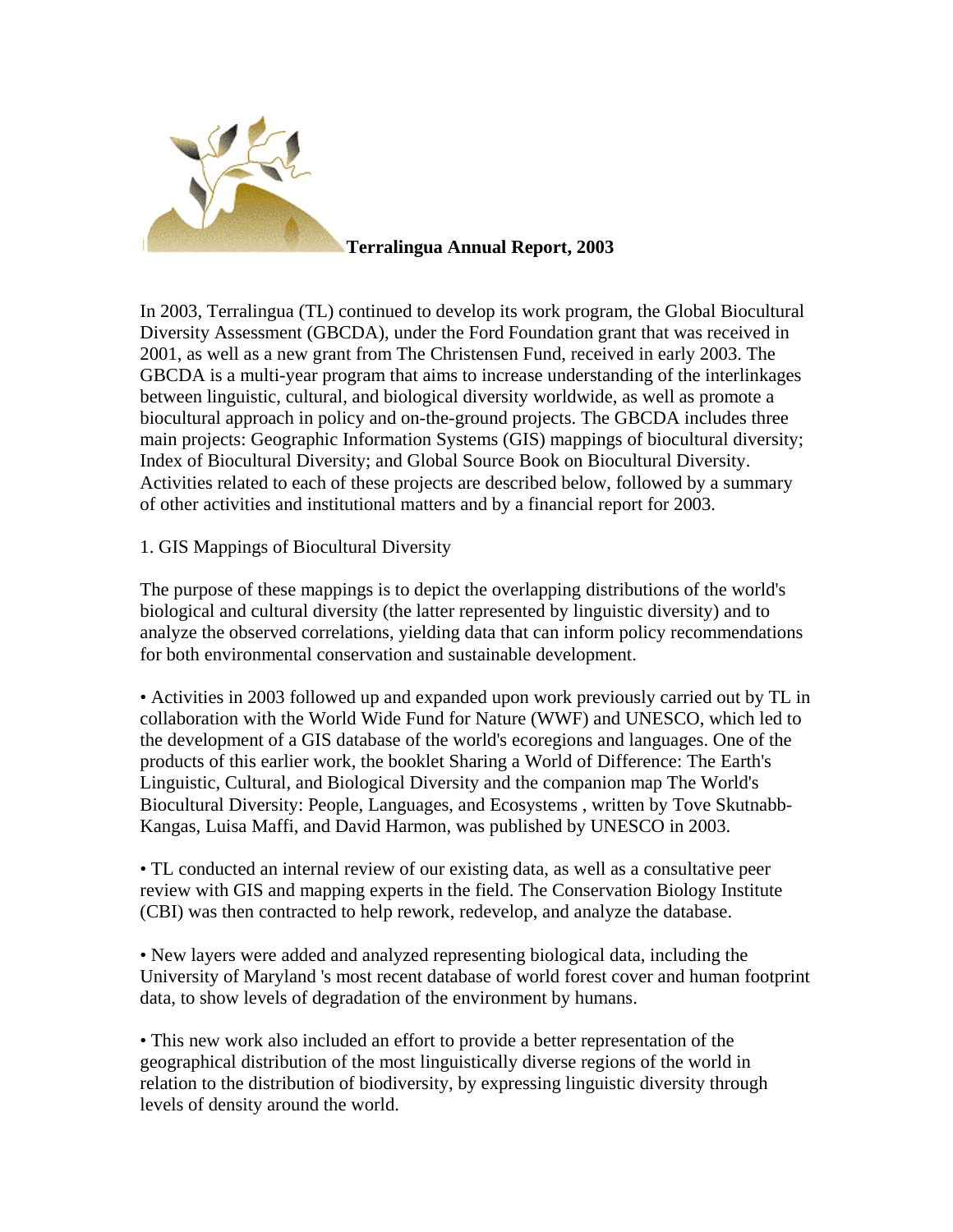**Terralingua Annual Report, 2003**

In 2003, Terralingua (TL) continued to develop its work program, the Global Biocultural Diversity Assessment (GBCDA), under the Ford Foundation grant that was received in 2001, as well as a new grant from The Christensen Fund, received in early 2003. The GBCDA is a multi-year program that aims to increase understanding of the interlinkages between linguistic, cultural, and biological diversity worldwide, as well as promote a biocultural approach in policy and on-the-ground projects. The GBCDA includes three main projects: Geographic Information Systems (GIS) mappings of biocultural diversity; Index of Biocultural Diversity; and Global Source Book on Biocultural Diversity. Activities related to each of these projects are described below, followed by a summary of other activities and institutional matters and by a financial report for 2003.

1. GIS Mappings of Biocultural Diversity

The purpose of these mappings is to depict the overlapping distributions of the world's biological and cultural diversity (the latter represented by linguistic diversity) and to analyze the observed correlations, yielding data that can inform policy recommendations for both environmental conservation and sustainable development.

- Activities in 2003 followed up and expanded upon work previously carried out by TL in collaboration with the World Wide Fund for Nature (WWF) and UNESCO, which led to the development of a GIS database of the world's ecoregions and languages. One of the products of this earlier work, the booklet Sharing a World of Difference: The Earth's Linguistic, Cultural, and Biological Diversity and the companion map The World's Biocultural Diversity: People, Languages, and Ecosystems , written by Tove Skutnabb-Kangas, Luisa Maffi, and David Harmon, was published by UNESCO in 2003.

- TL conducted an internal review of our existing data, as well as a consultative peer review with GIS and mapping experts in the field. The Conservation Biology Institute (CBI) was then contracted to help rework, redevelop, and analyze the database.

- New layers were added and analyzed representing biological data, including the University of Maryland 's most recent database of world forest cover and human footprint data, to show levels of degradation of the environment by humans.

- This new work also included an effort to provide a better representation of the geographical distribution of the most linguistically diverse regions of the world in relation to the distribution of biodiversity, by expressing linguistic diversity through levels of density around the world.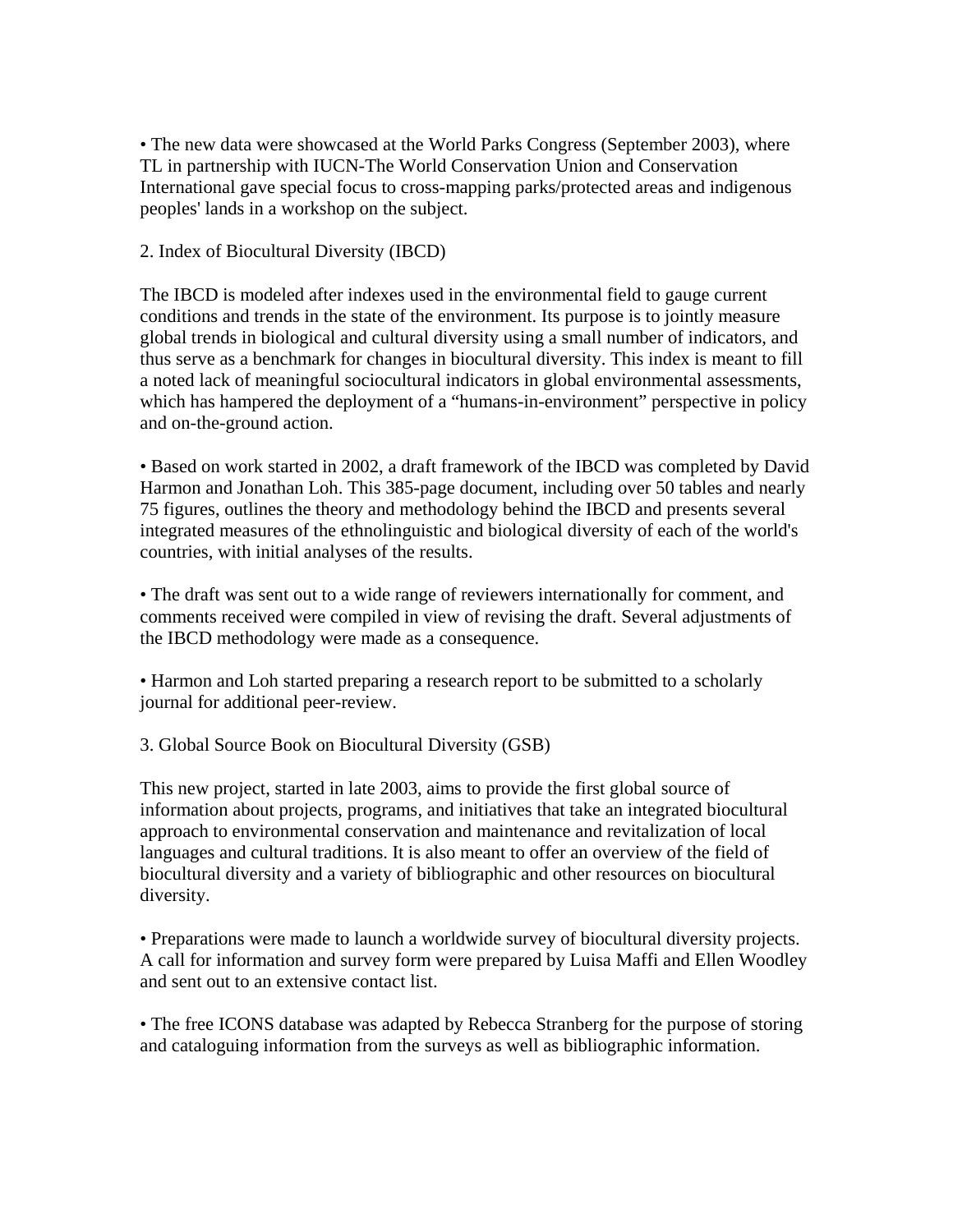• The new data were showcased at the World Parks Congress (September 2003), where TL in partnership with IUCN-The World Conservation Union and Conservation International gave special focus to cross-mapping parks/protected areas and indigenous peoples' lands in a workshop on the subject.

## 2. Index of Biocultural Diversity (IBCD)

The IBCD is modeled after indexes used in the environmental field to gauge current conditions and trends in the state of the environment. Its purpose is to jointly measure global trends in biological and cultural diversity using a small number of indicators, and thus serve as a benchmark for changes in biocultural diversity. This index is meant to fill a noted lack of meaningful sociocultural indicators in global environmental assessments, which has hampered the deployment of a “humans-in-environment” perspective in policy and on-the-ground action.

• Based on work started in 2002, a draft framework of the IBCD was completed by David Harmon and Jonathan Loh. This 385-page document, including over 50 tables and nearly 75 figures, outlines the theory and methodology behind the IBCD and presents several integrated measures of the ethnolinguistic and biological diversity of each of the world's countries, with initial analyses of the results.

• The draft was sent out to a wide range of reviewers internationally for comment, and comments received were compiled in view of revising the draft. Several adjustments of the IBCD methodology were made as a consequence.

• Harmon and Loh started preparing a research report to be submitted to a scholarly journal for additional peer-review.

## 3. Global Source Book on Biocultural Diversity (GSB)

This new project, started in late 2003, aims to provide the first global source of information about projects, programs, and initiatives that take an integrated biocultural approach to environmental conservation and maintenance and revitalization of local languages and cultural traditions. It is also meant to offer an overview of the field of biocultural diversity and a variety of bibliographic and other resources on biocultural diversity.

• Preparations were made to launch a worldwide survey of biocultural diversity projects. A call for information and survey form were prepared by Luisa Maffi and Ellen Woodley and sent out to an extensive contact list.

• The free ICONS database was adapted by Rebecca Stranberg for the purpose of storing and cataloguing information from the surveys as well as bibliographic information.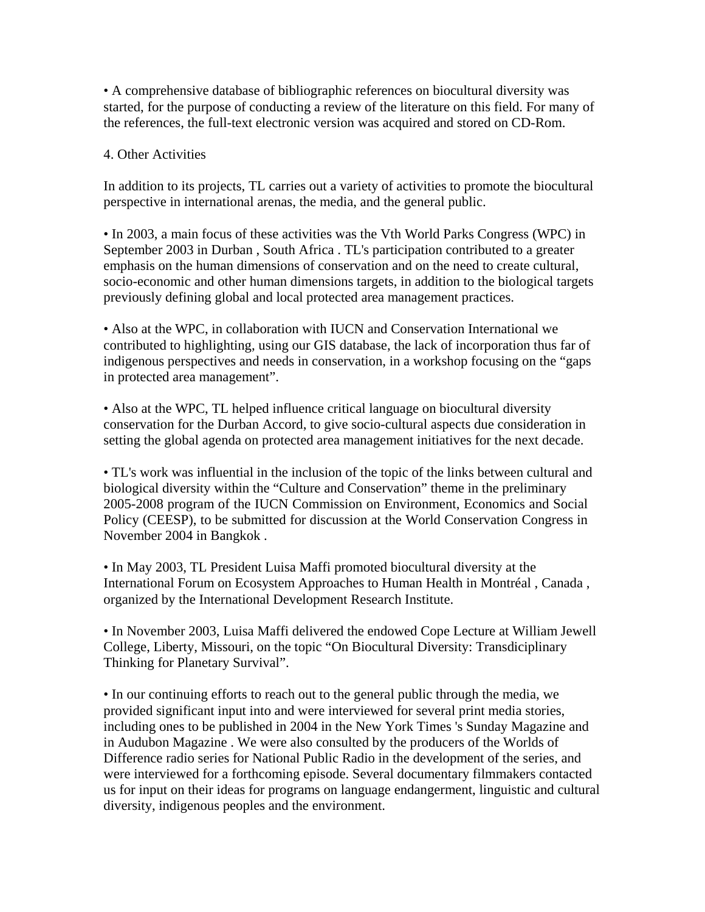• A comprehensive database of bibliographic references on biocultural diversity was started, for the purpose of conducting a review of the literature on this field. For many of the references, the full-text electronic version was acquired and stored on CD-Rom.

## 4. Other Activities

In addition to its projects, TL carries out a variety of activities to promote the biocultural perspective in international arenas, the media, and the general public.

• In 2003, a main focus of these activities was the Vth World Parks Congress (WPC) in September 2003 in Durban , South Africa . TL's participation contributed to a greater emphasis on the human dimensions of conservation and on the need to create cultural, socio-economic and other human dimensions targets, in addition to the biological targets previously defining global and local protected area management practices.

• Also at the WPC, in collaboration with IUCN and Conservation International we contributed to highlighting, using our GIS database, the lack of incorporation thus far of indigenous perspectives and needs in conservation, in a workshop focusing on the "gaps in protected area management".

• Also at the WPC, TL helped influence critical language on biocultural diversity conservation for the Durban Accord, to give socio-cultural aspects due consideration in setting the global agenda on protected area management initiatives for the next decade.

• TL's work was influential in the inclusion of the topic of the links between cultural and biological diversity within the "Culture and Conservation" theme in the preliminary 2005-2008 program of the IUCN Commission on Environment, Economics and Social Policy (CEESP), to be submitted for discussion at the World Conservation Congress in November 2004 in Bangkok .

• In May 2003, TL President Luisa Maffi promoted biocultural diversity at the International Forum on Ecosystem Approaches to Human Health in Montréal , Canada , organized by the International Development Research Institute.

• In November 2003, Luisa Maffi delivered the endowed Cope Lecture at William Jewell College, Liberty, Missouri, on the topic "On Biocultural Diversity: Transdiciplinary Thinking for Planetary Survival".

• In our continuing efforts to reach out to the general public through the media, we provided significant input into and were interviewed for several print media stories, including ones to be published in 2004 in the New York Times 's Sunday Magazine and in Audubon Magazine . We were also consulted by the producers of the Worlds of Difference radio series for National Public Radio in the development of the series, and were interviewed for a forthcoming episode. Several documentary filmmakers contacted us for input on their ideas for programs on language endangerment, linguistic and cultural diversity, indigenous peoples and the environment.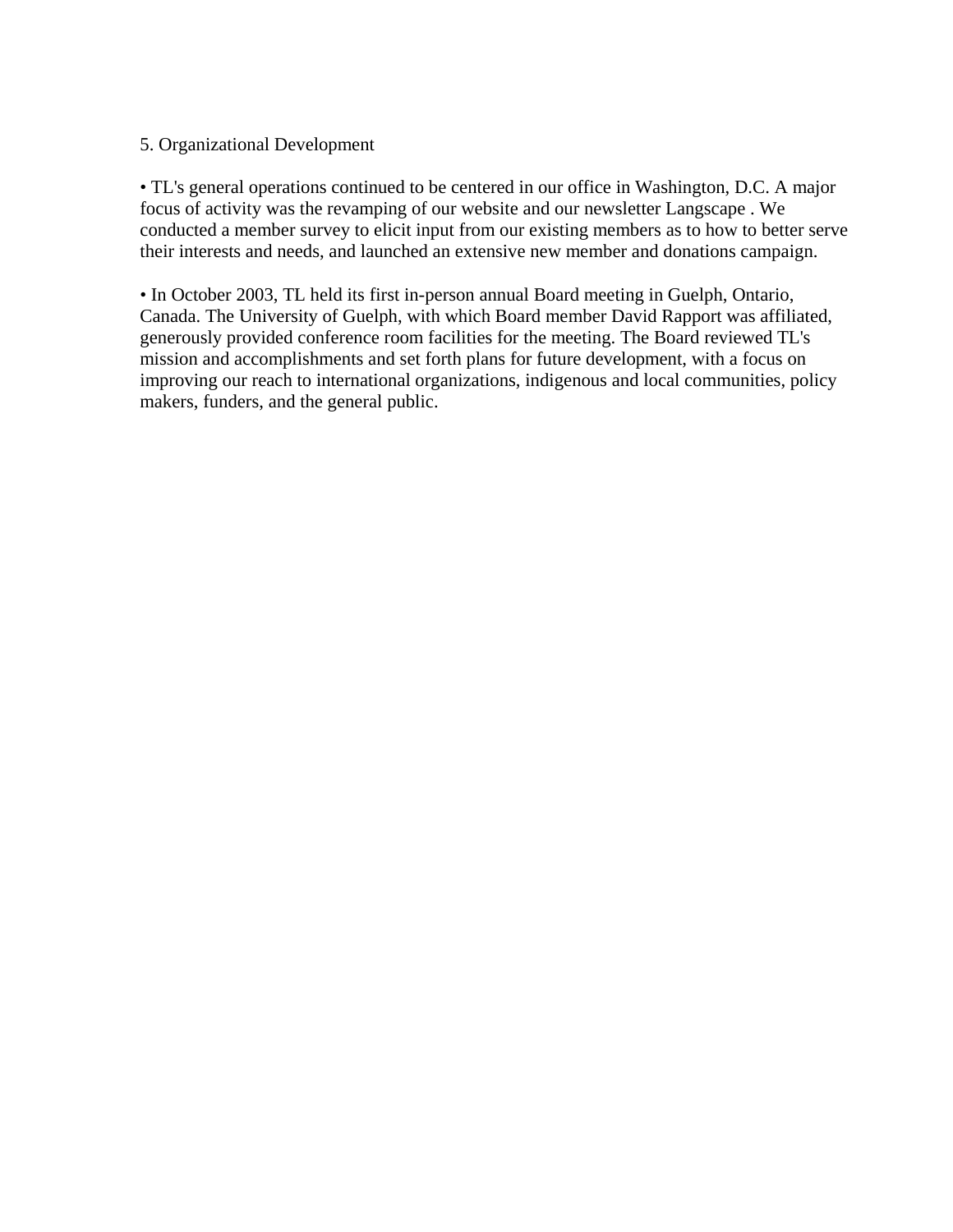## 5. Organizational Development

- TL's general operations continued to be centered in our office in Washington, D.C. A major focus of activity was the revamping of our website and our newsletter Langscape . We conducted a member survey to elicit input from our existing members as to how to better serve their interests and needs, and launched an extensive new member and donations campaign.

- In October 2003, TL held its first in-person annual Board meeting in Guelph, Ontario, Canada. The University of Guelph, with which Board member David Rapport was affiliated, generously provided conference room facilities for the meeting. The Board reviewed TL's mission and accomplishments and set forth plans for future development, with a focus on improving our reach to international organizations, indigenous and local communities, policy makers, funders, and the general public.